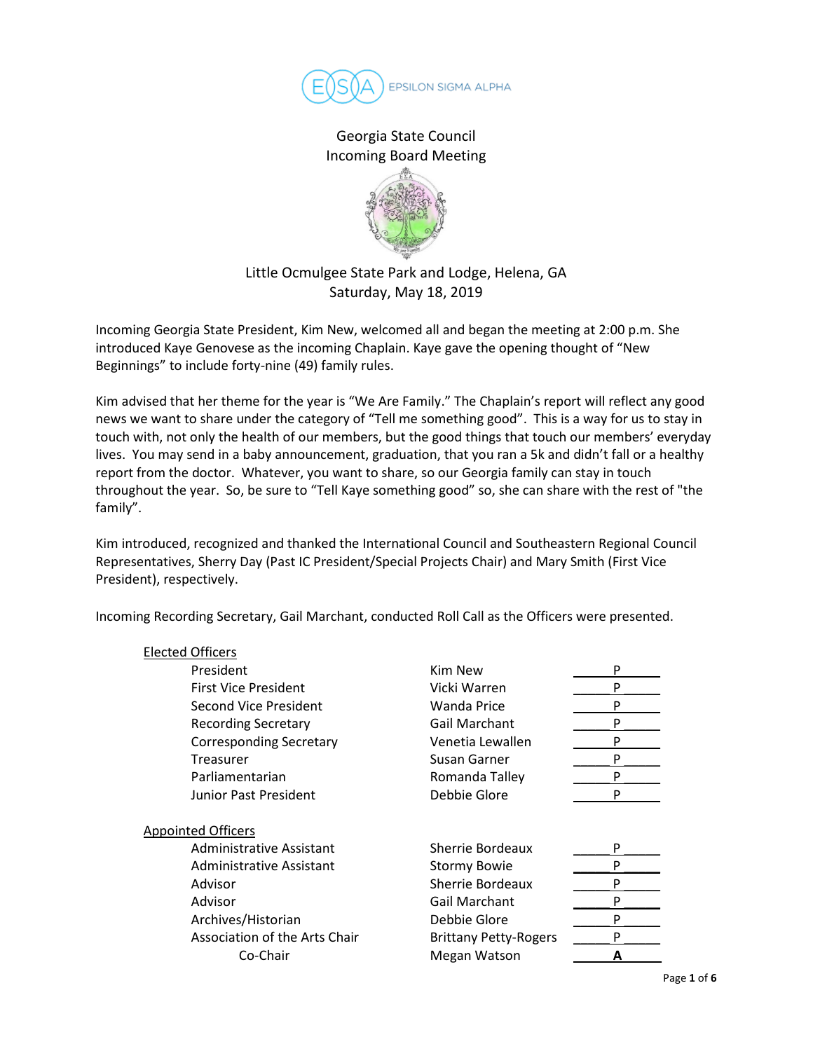EPSILON SIGMA ALPHA

# Georgia State Council
## Incoming Board Meeting

Little Ocmulgee State Park and Lodge, Helena, GA
Saturday, May 18, 2019

Incoming Georgia State President, Kim New, welcomed all and began the meeting at 2:00 p.m. She introduced Kaye Genovese as the incoming Chaplain. Kaye gave the opening thought of "New Beginnings" to include forty-nine (49) family rules.

Kim advised that her theme for the year is "We Are Family." The Chaplain's report will reflect any good news we want to share under the category of "Tell me something good". This is a way for us to stay in touch with, not only the health of our members, but the good things that touch our members' everyday lives. You may send in a baby announcement, graduation, that you ran a 5k and didn't fall or a healthy report from the doctor. Whatever, you want to share, so our Georgia family can stay in touch throughout the year. So, be sure to "Tell Kaye something good" so, she can share with the rest of "the family".

Kim introduced, recognized and thanked the International Council and Southeastern Regional Council Representatives, Sherry Day (Past IC President/Special Projects Chair) and Mary Smith (First Vice President), respectively.

Incoming Recording Secretary, Gail Marchant, conducted Roll Call as the Officers were presented.

| Elected Officers | | |
|---|---|---|
| President | Kim New | P |
| First Vice President | Vicki Warren | P |
| Second Vice President | Wanda Price | P |
| Recording Secretary | Gail Marchant | P |
| Corresponding Secretary | Venetia Lewallen | P |
| Treasurer | Susan Garner | P |
| Parliamentarian | Romanda Talley | P |
| Junior Past President | Debbie Glore | P |

| Appointed Officers | | |
|---|---|---|
| Administrative Assistant | Sherrie Bordeaux | P |
| Administrative Assistant | Stormy Bowie | P |
| Advisor | Sherrie Bordeaux | P |
| Advisor | Gail Marchant | P |
| Archives/Historian | Debbie Glore | P |
| Association of the Arts Chair | Brittany Petty-Rogers | P |
| Co-Chair | Megan Watson | **A** |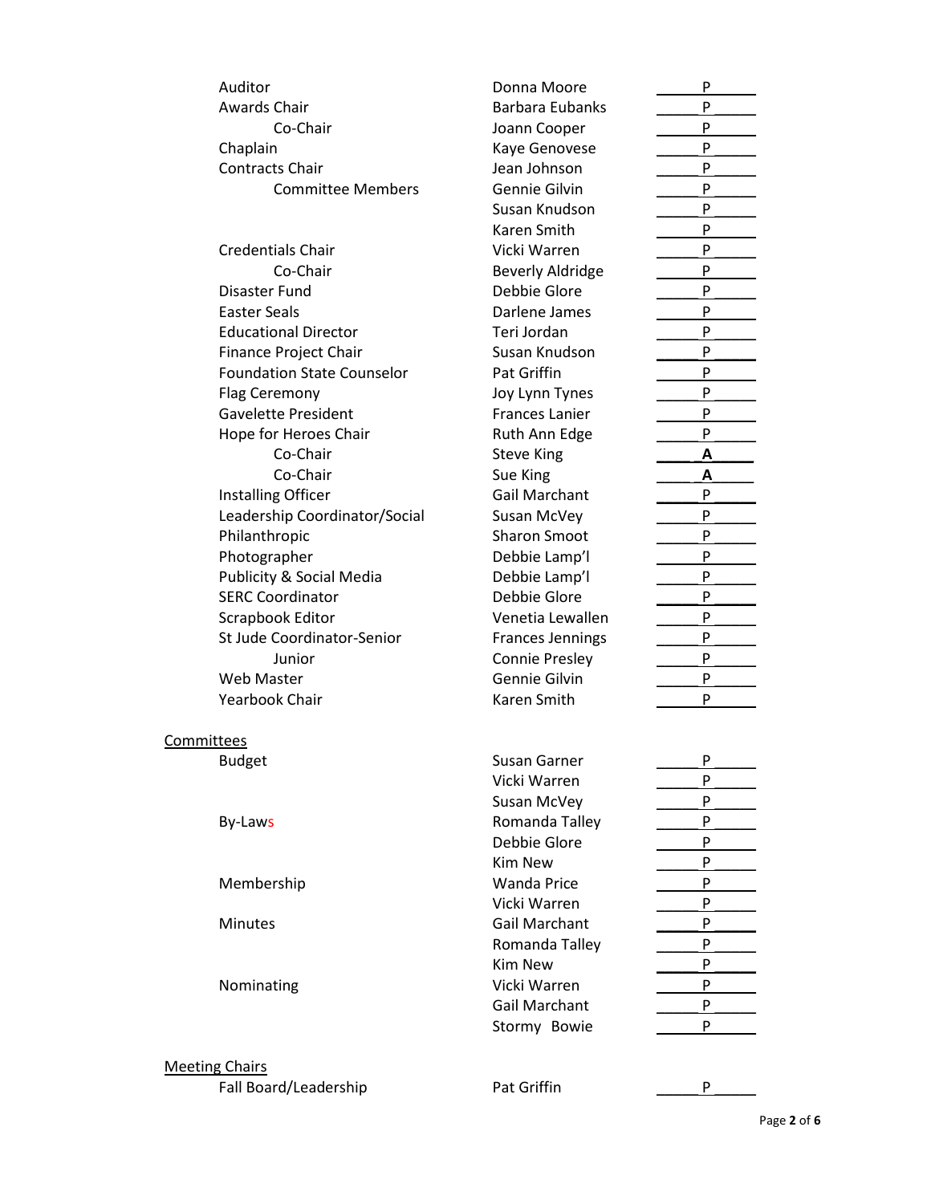| Position | Name | Attendance |
|---|---|---|
| Auditor | Donna Moore | P |
| Awards Chair | Barbara Eubanks | P |
| Co-Chair | Joann Cooper | P |
| Chaplain | Kaye Genovese | P |
| Contracts Chair | Jean Johnson | P |
| Committee Members | Gennie Gilvin | P |
| | Susan Knudson | P |
| | Karen Smith | P |
| Credentials Chair | Vicki Warren | P |
| Co-Chair | Beverly Aldridge | P |
| Disaster Fund | Debbie Glore | P |
| Easter Seals | Darlene James | P |
| Educational Director | Teri Jordan | P |
| Finance Project Chair | Susan Knudson | P |
| Foundation State Counselor | Pat Griffin | P |
| Flag Ceremony | Joy Lynn Tynes | P |
| Gavelette President | Frances Lanier | P |
| Hope for Heroes Chair | Ruth Ann Edge | P |
| Co-Chair | Steve King | **A** |
| Co-Chair | Sue King | **A** |
| Installing Officer | Gail Marchant | P |
| Leadership Coordinator/Social | Susan McVey | P |
| Philanthropic | Sharon Smoot | P |
| Photographer | Debbie Lamp'l | P |
| Publicity & Social Media | Debbie Lamp'l | P |
| SERC Coordinator | Debbie Glore | P |
| Scrapbook Editor | Venetia Lewallen | P |
| St Jude Coordinator-Senior | Frances Jennings | P |
| Junior | Connie Presley | P |
| Web Master | Gennie Gilvin | P |
| Yearbook Chair | Karen Smith | P |

## Committees

| Committee | Name | Attendance |
|---|---|---|
| Budget | Susan Garner | P |
| | Vicki Warren | P |
| | Susan McVey | P |
| By-Laws | Romanda Talley | P |
| | Debbie Glore | P |
| | Kim New | P |
| Membership | Wanda Price | P |
| | Vicki Warren | P |
| Minutes | Gail Marchant | P |
| | Romanda Talley | P |
| | Kim New | P |
| Nominating | Vicki Warren | P |
| | Gail Marchant | P |
| | Stormy Bowie | P |

## Meeting Chairs

| Meeting | Name | Attendance |
|---|---|---|
| Fall Board/Leadership | Pat Griffin | P |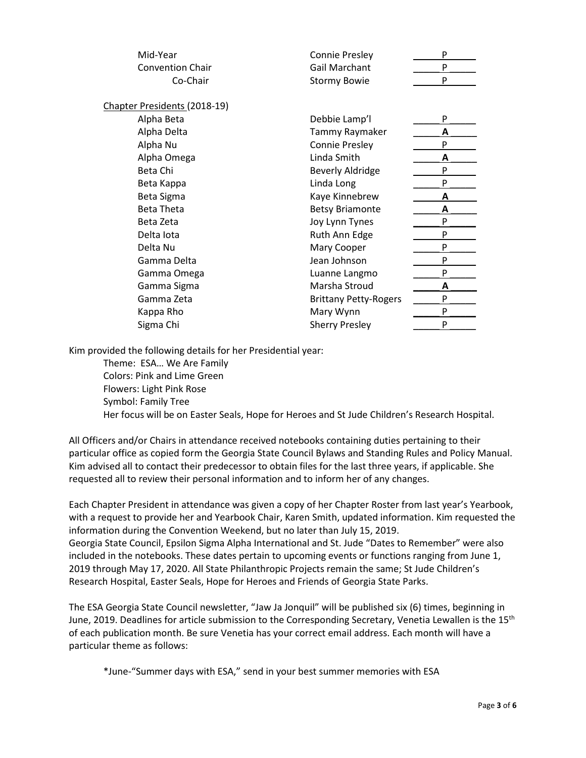| | | |
|---|---|---|
| Mid-Year | Connie Presley | P |
| Convention Chair | Gail Marchant | P |
| Co-Chair | Stormy Bowie | P |

Chapter Presidents (2018-19)

| | | |
|---|---|---|
| Alpha Beta | Debbie Lamp'l | P |
| Alpha Delta | Tammy Raymaker | **A** |
| Alpha Nu | Connie Presley | P |
| Alpha Omega | Linda Smith | **A** |
| Beta Chi | Beverly Aldridge | P |
| Beta Kappa | Linda Long | P |
| Beta Sigma | Kaye Kinnebrew | **A** |
| Beta Theta | Betsy Briamonte | **A** |
| Beta Zeta | Joy Lynn Tynes | P |
| Delta Iota | Ruth Ann Edge | P |
| Delta Nu | Mary Cooper | P |
| Gamma Delta | Jean Johnson | P |
| Gamma Omega | Luanne Langmo | P |
| Gamma Sigma | Marsha Stroud | **A** |
| Gamma Zeta | Brittany Petty-Rogers | P |
| Kappa Rho | Mary Wynn | P |
| Sigma Chi | Sherry Presley | P |

Kim provided the following details for her Presidential year:

Theme: ESA… We Are Family
Colors: Pink and Lime Green
Flowers: Light Pink Rose
Symbol: Family Tree
Her focus will be on Easter Seals, Hope for Heroes and St Jude Children's Research Hospital.

All Officers and/or Chairs in attendance received notebooks containing duties pertaining to their particular office as copied form the Georgia State Council Bylaws and Standing Rules and Policy Manual. Kim advised all to contact their predecessor to obtain files for the last three years, if applicable. She requested all to review their personal information and to inform her of any changes.

Each Chapter President in attendance was given a copy of her Chapter Roster from last year's Yearbook, with a request to provide her and Yearbook Chair, Karen Smith, updated information. Kim requested the information during the Convention Weekend, but no later than July 15, 2019.
Georgia State Council, Epsilon Sigma Alpha International and St. Jude "Dates to Remember" were also included in the notebooks. These dates pertain to upcoming events or functions ranging from June 1, 2019 through May 17, 2020. All State Philanthropic Projects remain the same; St Jude Children's Research Hospital, Easter Seals, Hope for Heroes and Friends of Georgia State Parks.

The ESA Georgia State Council newsletter, "Jaw Ja Jonquil" will be published six (6) times, beginning in June, 2019. Deadlines for article submission to the Corresponding Secretary, Venetia Lewallen is the 15th of each publication month. Be sure Venetia has your correct email address. Each month will have a particular theme as follows:

*June-"Summer days with ESA," send in your best summer memories with ESA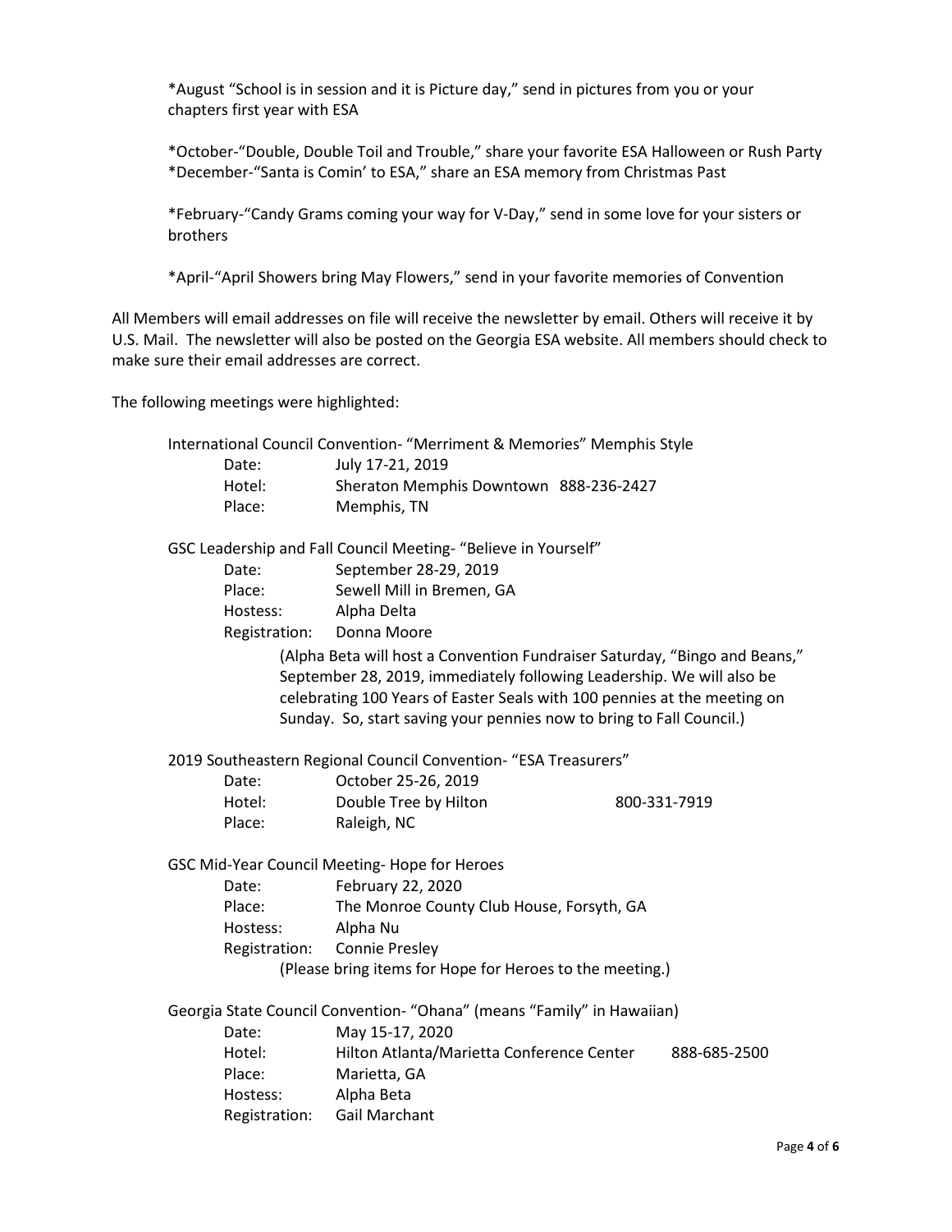*August "School is in session and it is Picture day," send in pictures from you or your chapters first year with ESA

*October-"Double, Double Toil and Trouble," share your favorite ESA Halloween or Rush Party
*December-"Santa is Comin' to ESA," share an ESA memory from Christmas Past

*February-"Candy Grams coming your way for V-Day," send in some love for your sisters or brothers

*April-"April Showers bring May Flowers," send in your favorite memories of Convention

All Members will email addresses on file will receive the newsletter by email. Others will receive it by U.S. Mail. The newsletter will also be posted on the Georgia ESA website. All members should check to make sure their email addresses are correct.

The following meetings were highlighted:

International Council Convention- "Merriment & Memories" Memphis Style

| | |
|---|---|
| Date: | July 17-21, 2019 |
| Hotel: | Sheraton Memphis Downtown 888-236-2427 |
| Place: | Memphis, TN |

GSC Leadership and Fall Council Meeting- "Believe in Yourself"

| | |
|---|---|
| Date: | September 28-29, 2019 |
| Place: | Sewell Mill in Bremen, GA |
| Hostess: | Alpha Delta |
| Registration: | Donna Moore |

(Alpha Beta will host a Convention Fundraiser Saturday, "Bingo and Beans," September 28, 2019, immediately following Leadership. We will also be celebrating 100 Years of Easter Seals with 100 pennies at the meeting on Sunday. So, start saving your pennies now to bring to Fall Council.)

2019 Southeastern Regional Council Convention- "ESA Treasurers"

| | | |
|---|---|---|
| Date: | October 25-26, 2019 | |
| Hotel: | Double Tree by Hilton | 800-331-7919 |
| Place: | Raleigh, NC | |

GSC Mid-Year Council Meeting- Hope for Heroes

| | |
|---|---|
| Date: | February 22, 2020 |
| Place: | The Monroe County Club House, Forsyth, GA |
| Hostess: | Alpha Nu |
| Registration: | Connie Presley |

(Please bring items for Hope for Heroes to the meeting.)

Georgia State Council Convention- "Ohana" (means "Family" in Hawaiian)

| | | |
|---|---|---|
| Date: | May 15-17, 2020 | |
| Hotel: | Hilton Atlanta/Marietta Conference Center | 888-685-2500 |
| Place: | Marietta, GA | |
| Hostess: | Alpha Beta | |
| Registration: | Gail Marchant | |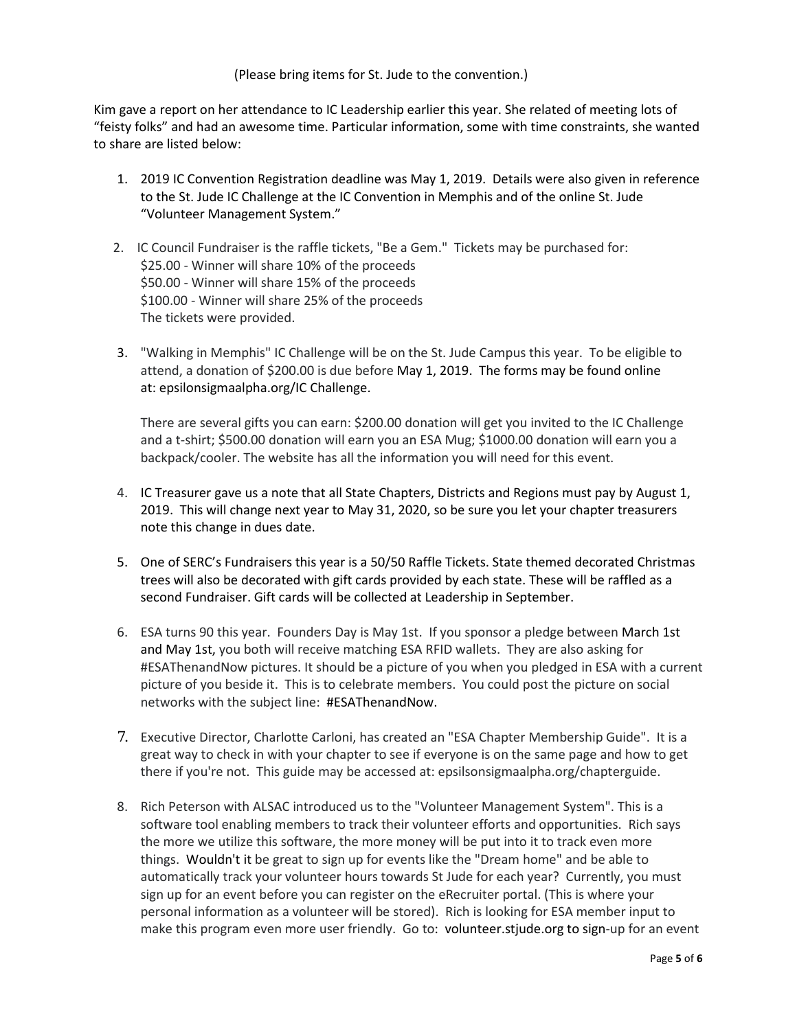(Please bring items for St. Jude to the convention.)

Kim gave a report on her attendance to IC Leadership earlier this year. She related of meeting lots of "feisty folks" and had an awesome time. Particular information, some with time constraints, she wanted to share are listed below:

1. 2019 IC Convention Registration deadline was May 1, 2019. Details were also given in reference to the St. Jude IC Challenge at the IC Convention in Memphis and of the online St. Jude "Volunteer Management System."

2. IC Council Fundraiser is the raffle tickets, "Be a Gem." Tickets may be purchased for:
   $25.00 - Winner will share 10% of the proceeds
   $50.00 - Winner will share 15% of the proceeds
   $100.00 - Winner will share 25% of the proceeds
   The tickets were provided.

3. "Walking in Memphis" IC Challenge will be on the St. Jude Campus this year. To be eligible to attend, a donation of $200.00 is due before May 1, 2019. The forms may be found online at: epsilonsigmaalpha.org/IC Challenge.

   There are several gifts you can earn: $200.00 donation will get you invited to the IC Challenge and a t-shirt; $500.00 donation will earn you an ESA Mug; $1000.00 donation will earn you a backpack/cooler. The website has all the information you will need for this event.

4. IC Treasurer gave us a note that all State Chapters, Districts and Regions must pay by August 1, 2019. This will change next year to May 31, 2020, so be sure you let your chapter treasurers note this change in dues date.

5. One of SERC's Fundraisers this year is a 50/50 Raffle Tickets. State themed decorated Christmas trees will also be decorated with gift cards provided by each state. These will be raffled as a second Fundraiser. Gift cards will be collected at Leadership in September.

6. ESA turns 90 this year. Founders Day is May 1st. If you sponsor a pledge between March 1st and May 1st, you both will receive matching ESA RFID wallets. They are also asking for #ESAThenandNow pictures. It should be a picture of you when you pledged in ESA with a current picture of you beside it. This is to celebrate members. You could post the picture on social networks with the subject line: #ESAThenandNow.

7. Executive Director, Charlotte Carloni, has created an "ESA Chapter Membership Guide". It is a great way to check in with your chapter to see if everyone is on the same page and how to get there if you're not. This guide may be accessed at: epsilonsigmaalpha.org/chapterguide.

8. Rich Peterson with ALSAC introduced us to the "Volunteer Management System". This is a software tool enabling members to track their volunteer efforts and opportunities. Rich says the more we utilize this software, the more money will be put into it to track even more things. Wouldn't it be great to sign up for events like the "Dream home" and be able to automatically track your volunteer hours towards St Jude for each year? Currently, you must sign up for an event before you can register on the eRecruiter portal. (This is where your personal information as a volunteer will be stored). Rich is looking for ESA member input to make this program even more user friendly. Go to: volunteer.stjude.org to sign-up for an event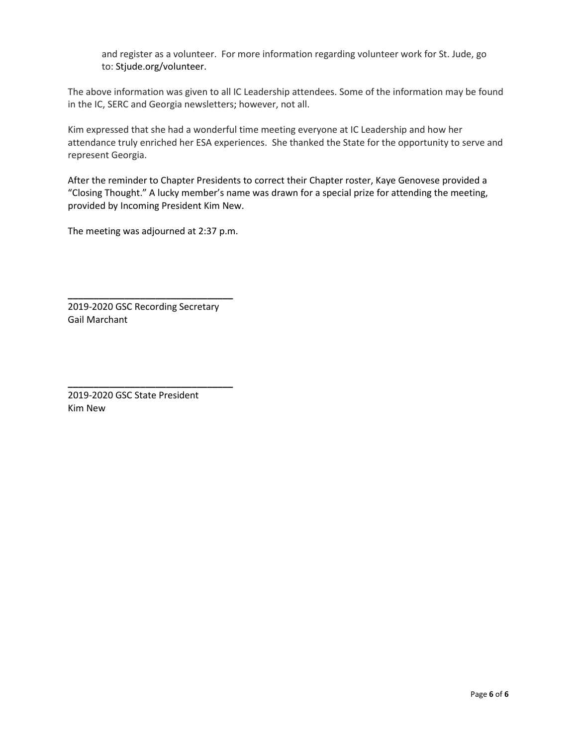and register as a volunteer. For more information regarding volunteer work for St. Jude, go to: Stjude.org/volunteer.

The above information was given to all IC Leadership attendees. Some of the information may be found in the IC, SERC and Georgia newsletters; however, not all.

Kim expressed that she had a wonderful time meeting everyone at IC Leadership and how her attendance truly enriched her ESA experiences. She thanked the State for the opportunity to serve and represent Georgia.

After the reminder to Chapter Presidents to correct their Chapter roster, Kaye Genovese provided a "Closing Thought." A lucky member's name was drawn for a special prize for attending the meeting, provided by Incoming President Kim New.

The meeting was adjourned at 2:37 p.m.

_______________________________
2019-2020 GSC Recording Secretary
Gail Marchant

_______________________________
2019-2020 GSC State President
Kim New